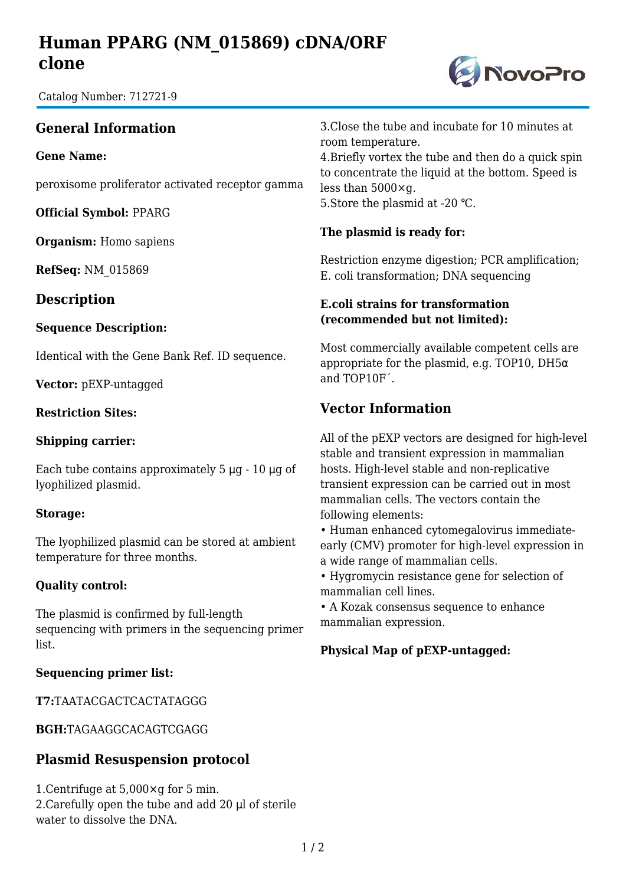# Human PPARG (NM_015869) cDNA/ORF clone

Catalog Number: 712721-9

## General Information

**Gene Name:**

peroxisome proliferator activated receptor gamma

**Official Symbol:** PPARG

**Organism:** Homo sapiens

**RefSeq:** NM_015869

## Description

**Sequence Description:**

Identical with the Gene Bank Ref. ID sequence.

**Vector:** pEXP-untagged

**Restriction Sites:**

**Shipping carrier:**

Each tube contains approximately 5 μg - 10 μg of lyophilized plasmid.

**Storage:**

The lyophilized plasmid can be stored at ambient temperature for three months.

**Quality control:**

The plasmid is confirmed by full-length sequencing with primers in the sequencing primer list.

**Sequencing primer list:**

**T7:**TAATACGACTCACTATAGGG

**BGH:**TAGAAGGCACAGTCGAGG

## Plasmid Resuspension protocol

1.Centrifuge at 5,000×g for 5 min.
2.Carefully open the tube and add 20 μl of sterile water to dissolve the DNA.
3.Close the tube and incubate for 10 minutes at room temperature.
4.Briefly vortex the tube and then do a quick spin to concentrate the liquid at the bottom. Speed is less than 5000×g.
5.Store the plasmid at -20 ℃.

**The plasmid is ready for:**

Restriction enzyme digestion; PCR amplification; E. coli transformation; DNA sequencing

**E.coli strains for transformation (recommended but not limited):**

Most commercially available competent cells are appropriate for the plasmid, e.g. TOP10, DH5α and TOP10F´.

## Vector Information

All of the pEXP vectors are designed for high-level stable and transient expression in mammalian hosts. High-level stable and non-replicative transient expression can be carried out in most mammalian cells. The vectors contain the following elements:

- Human enhanced cytomegalovirus immediate-early (CMV) promoter for high-level expression in a wide range of mammalian cells.
- Hygromycin resistance gene for selection of mammalian cell lines.
- A Kozak consensus sequence to enhance mammalian expression.

**Physical Map of pEXP-untagged:**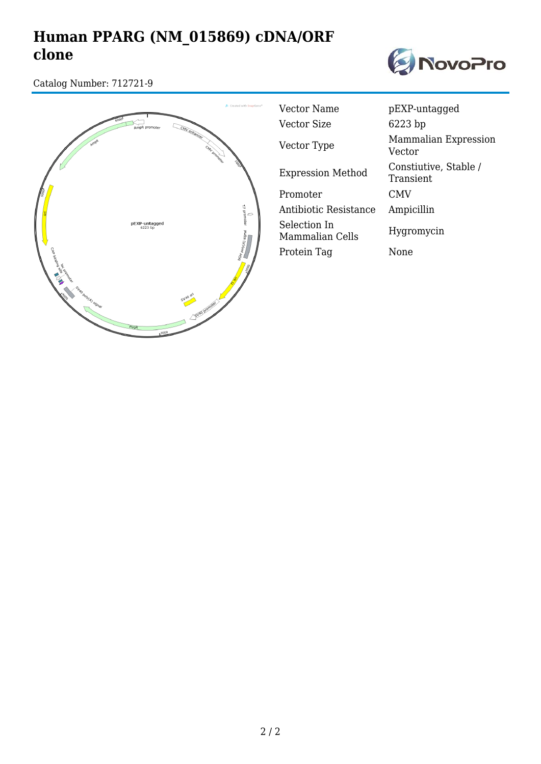# Human PPARG (NM_015869) cDNA/ORF clone

Catalog Number: 712721-9

Created with SnapGene®

pEXP-untagged
6223 bp

AmpR promoter
CMV enhancer
CMV promoter
1000
T7 promoter
BGH poly(A) signal
2000
f1 ori
SV40 promoter
SV40 ori
3000
HygR
SV40 poly(A) signal
4000
lac promoter
CAP binding site
ori
5000
AmpR
6000

| | |
|---|---|
| Vector Name | pEXP-untagged |
| Vector Size | 6223 bp |
| Vector Type | Mammalian Expression Vector |
| Expression Method | Constiutive, Stable / Transient |
| Promoter | CMV |
| Antibiotic Resistance | Ampicillin |
| Selection In Mammalian Cells | Hygromycin |
| Protein Tag | None |